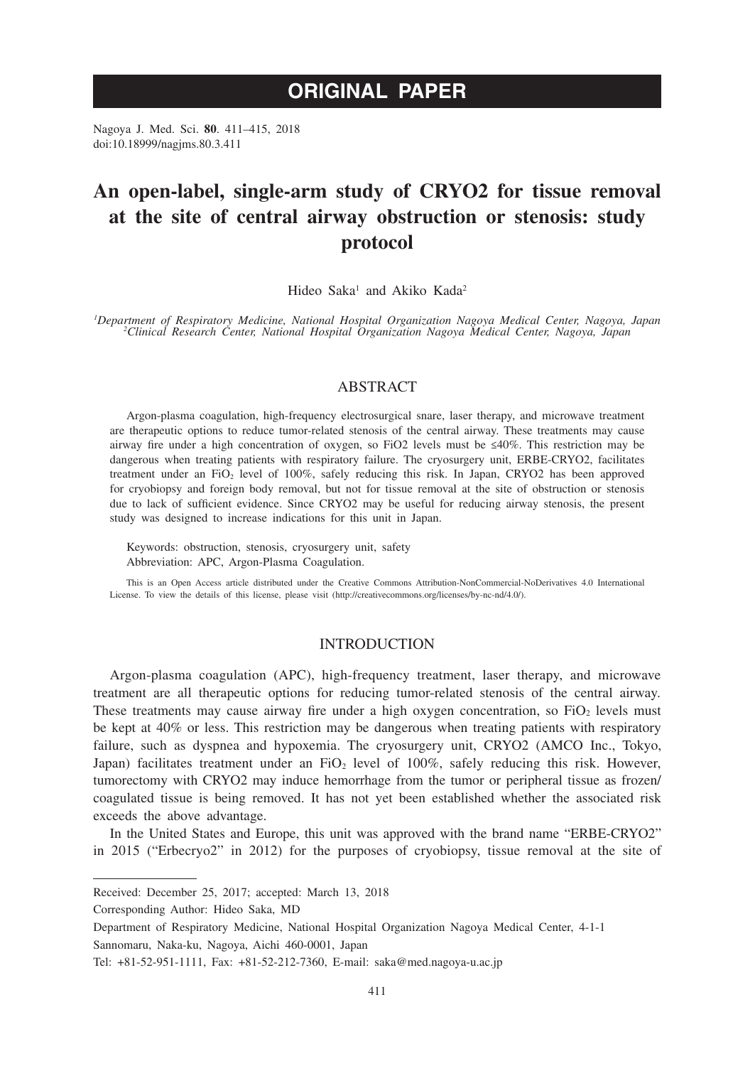# ORIGINAL PAPER

Nagoya J. Med. Sci. **80**. 411–415, 2018
doi:10.18999/nagjms.80.3.411

# An open-label, single-arm study of CRYO2 for tissue removal at the site of central airway obstruction or stenosis: study protocol

Hideo Saka[1] and Akiko Kada[2]

[1]*Department of Respiratory Medicine, National Hospital Organization Nagoya Medical Center, Nagoya, Japan*
[2]*Clinical Research Center, National Hospital Organization Nagoya Medical Center, Nagoya, Japan*

## ABSTRACT

Argon-plasma coagulation, high-frequency electrosurgical snare, laser therapy, and microwave treatment are therapeutic options to reduce tumor-related stenosis of the central airway. These treatments may cause airway fire under a high concentration of oxygen, so FiO2 levels must be ≤40%. This restriction may be dangerous when treating patients with respiratory failure. The cryosurgery unit, ERBE-CRYO2, facilitates treatment under an $FiO_2$ level of 100%, safely reducing this risk. In Japan, CRYO2 has been approved for cryobiopsy and foreign body removal, but not for tissue removal at the site of obstruction or stenosis due to lack of sufficient evidence. Since CRYO2 may be useful for reducing airway stenosis, the present study was designed to increase indications for this unit in Japan.

Keywords: obstruction, stenosis, cryosurgery unit, safety
Abbreviation: APC, Argon-Plasma Coagulation.

This is an Open Access article distributed under the Creative Commons Attribution-NonCommercial-NoDerivatives 4.0 International License. To view the details of this license, please visit (http://creativecommons.org/licenses/by-nc-nd/4.0/).

## INTRODUCTION

Argon-plasma coagulation (APC), high-frequency treatment, laser therapy, and microwave treatment are all therapeutic options for reducing tumor-related stenosis of the central airway. These treatments may cause airway fire under a high oxygen concentration, so $FiO_2$ levels must be kept at 40% or less. This restriction may be dangerous when treating patients with respiratory failure, such as dyspnea and hypoxemia. The cryosurgery unit, CRYO2 (AMCO Inc., Tokyo, Japan) facilitates treatment under an $FiO_2$ level of 100%, safely reducing this risk. However, tumorectomy with CRYO2 may induce hemorrhage from the tumor or peripheral tissue as frozen/coagulated tissue is being removed. It has not yet been established whether the associated risk exceeds the above advantage.

In the United States and Europe, this unit was approved with the brand name "ERBE-CRYO2" in 2015 ("Erbecryo2" in 2012) for the purposes of cryobiopsy, tissue removal at the site of

---

Received: December 25, 2017; accepted: March 13, 2018

Corresponding Author: Hideo Saka, MD

Department of Respiratory Medicine, National Hospital Organization Nagoya Medical Center, 4-1-1 Sannomaru, Naka-ku, Nagoya, Aichi 460-0001, Japan

Tel: +81-52-951-1111, Fax: +81-52-212-7360, E-mail: saka@med.nagoya-u.ac.jp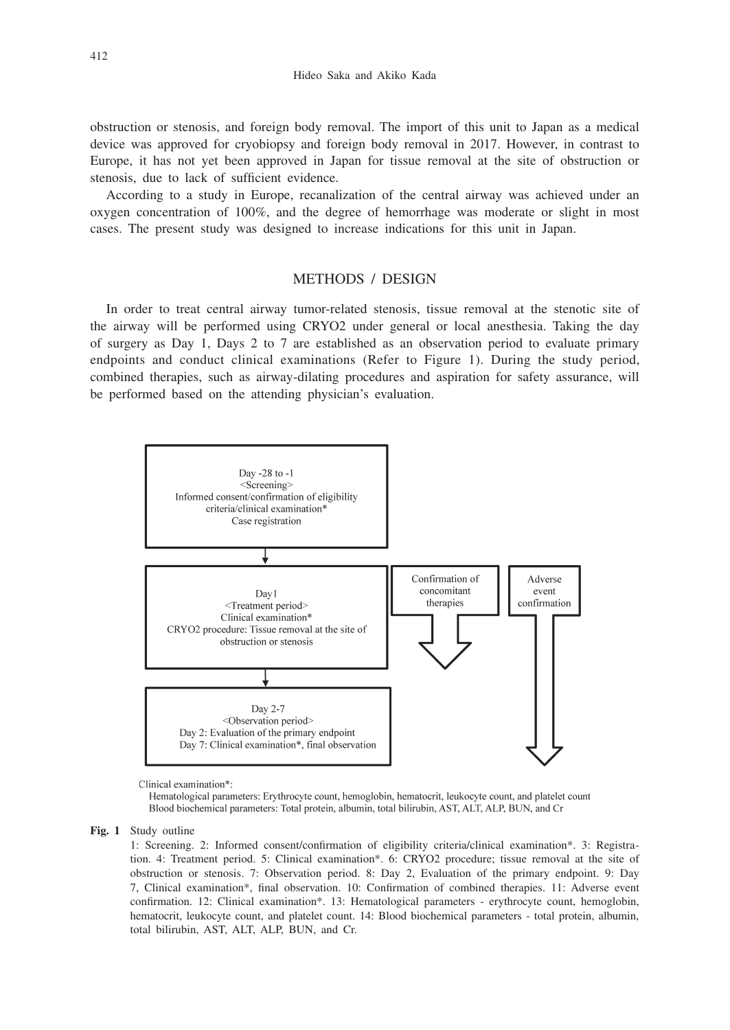obstruction or stenosis, and foreign body removal. The import of this unit to Japan as a medical device was approved for cryobiopsy and foreign body removal in 2017. However, in contrast to Europe, it has not yet been approved in Japan for tissue removal at the site of obstruction or stenosis, due to lack of sufficient evidence.

According to a study in Europe, recanalization of the central airway was achieved under an oxygen concentration of 100%, and the degree of hemorrhage was moderate or slight in most cases. The present study was designed to increase indications for this unit in Japan.

## METHODS / DESIGN

In order to treat central airway tumor-related stenosis, tissue removal at the stenotic site of the airway will be performed using CRYO2 under general or local anesthesia. Taking the day of surgery as Day 1, Days 2 to 7 are established as an observation period to evaluate primary endpoints and conduct clinical examinations (Refer to Figure 1). During the study period, combined therapies, such as airway-dilating procedures and aspiration for safety assurance, will be performed based on the attending physician's evaluation.

Day -28 to -1
<Screening>
Informed consent/confirmation of eligibility criteria/clinical examination*
Case registration

Day1
<Treatment period>
Clinical examination*
CRYO2 procedure: Tissue removal at the site of obstruction or stenosis

Confirmation of concomitant therapies

Adverse event confirmation

Day 2-7
<Observation period>
Day 2: Evaluation of the primary endpoint
Day 7: Clinical examination*, final observation

Clinical examination*:
Hematological parameters: Erythrocyte count, hemoglobin, hematocrit, leukocyte count, and platelet count
Blood biochemical parameters: Total protein, albumin, total bilirubin, AST, ALT, ALP, BUN, and Cr

**Fig. 1** Study outline
1: Screening. 2: Informed consent/confirmation of eligibility criteria/clinical examination*. 3: Registration. 4: Treatment period. 5: Clinical examination*. 6: CRYO2 procedure; tissue removal at the site of obstruction or stenosis. 7: Observation period. 8: Day 2, Evaluation of the primary endpoint. 9: Day 7, Clinical examination*, final observation. 10: Confirmation of combined therapies. 11: Adverse event confirmation. 12: Clinical examination*. 13: Hematological parameters - erythrocyte count, hemoglobin, hematocrit, leukocyte count, and platelet count. 14: Blood biochemical parameters - total protein, albumin, total bilirubin, AST, ALT, ALP, BUN, and Cr.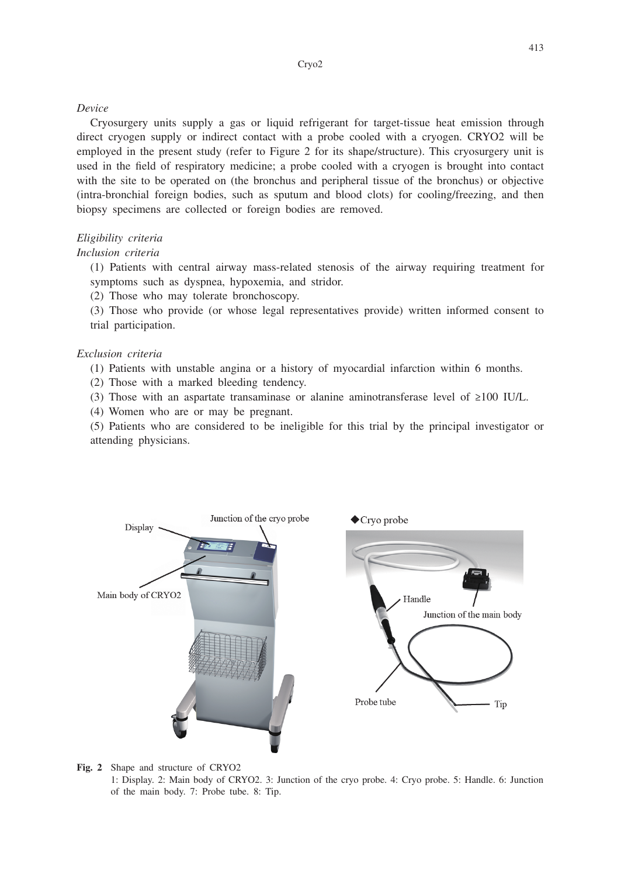*Device*

Cryosurgery units supply a gas or liquid refrigerant for target-tissue heat emission through direct cryogen supply or indirect contact with a probe cooled with a cryogen. CRYO2 will be employed in the present study (refer to Figure 2 for its shape/structure). This cryosurgery unit is used in the field of respiratory medicine; a probe cooled with a cryogen is brought into contact with the site to be operated on (the bronchus and peripheral tissue of the bronchus) or objective (intra-bronchial foreign bodies, such as sputum and blood clots) for cooling/freezing, and then biopsy specimens are collected or foreign bodies are removed.

*Eligibility criteria*

*Inclusion criteria*

(1) Patients with central airway mass-related stenosis of the airway requiring treatment for symptoms such as dyspnea, hypoxemia, and stridor.
(2) Those who may tolerate bronchoscopy.
(3) Those who provide (or whose legal representatives provide) written informed consent to trial participation.

*Exclusion criteria*

(1) Patients with unstable angina or a history of myocardial infarction within 6 months.
(2) Those with a marked bleeding tendency.
(3) Those with an aspartate transaminase or alanine aminotransferase level of ≥100 IU/L.
(4) Women who are or may be pregnant.
(5) Patients who are considered to be ineligible for this trial by the principal investigator or attending physicians.

**Fig. 2** Shape and structure of CRYO2
1: Display. 2: Main body of CRYO2. 3: Junction of the cryo probe. 4: Cryo probe. 5: Handle. 6: Junction of the main body. 7: Probe tube. 8: Tip.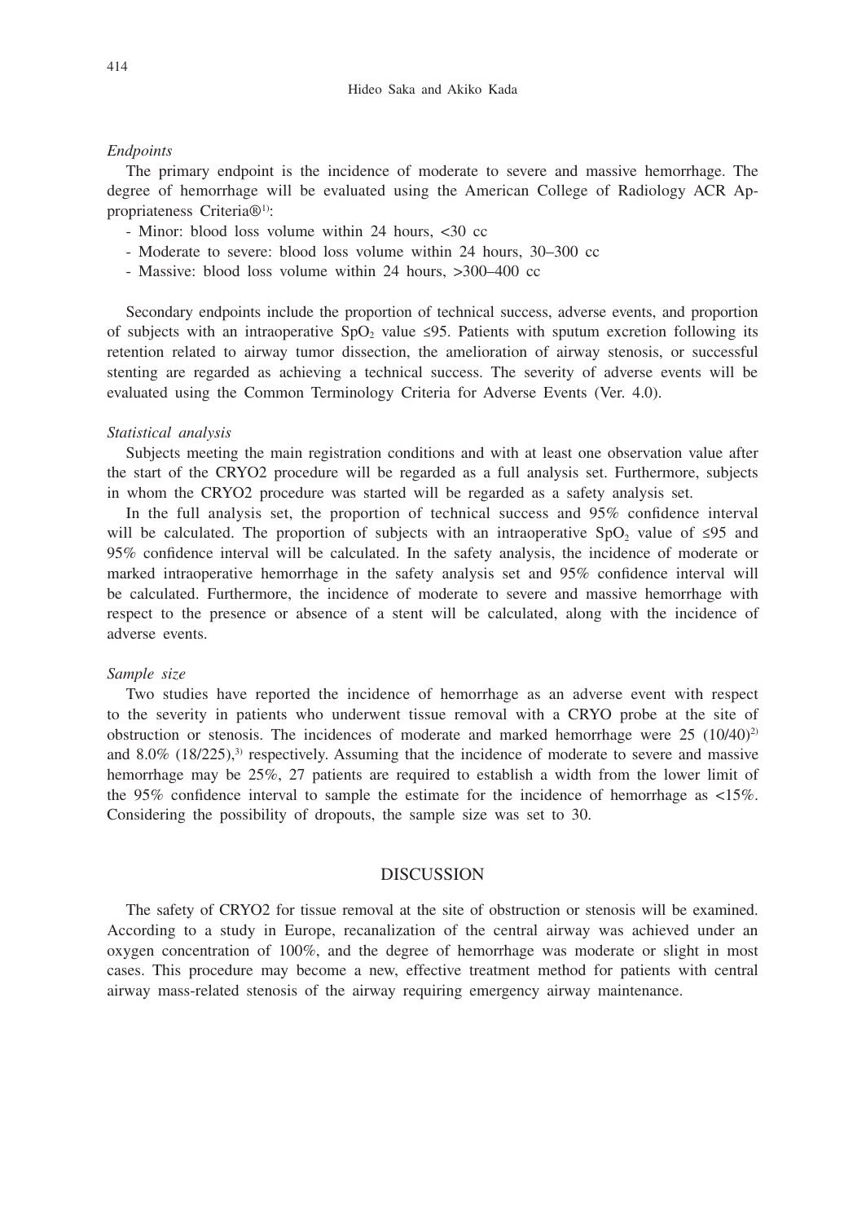*Endpoints*

The primary endpoint is the incidence of moderate to severe and massive hemorrhage. The degree of hemorrhage will be evaluated using the American College of Radiology ACR Appropriateness Criteria®[1]:

- Minor: blood loss volume within 24 hours, <30 cc
- Moderate to severe: blood loss volume within 24 hours, 30–300 cc
- Massive: blood loss volume within 24 hours, >300–400 cc

Secondary endpoints include the proportion of technical success, adverse events, and proportion of subjects with an intraoperative $SpO_2$ value ≤95. Patients with sputum excretion following its retention related to airway tumor dissection, the amelioration of airway stenosis, or successful stenting are regarded as achieving a technical success. The severity of adverse events will be evaluated using the Common Terminology Criteria for Adverse Events (Ver. 4.0).

*Statistical analysis*

Subjects meeting the main registration conditions and with at least one observation value after the start of the CRYO2 procedure will be regarded as a full analysis set. Furthermore, subjects in whom the CRYO2 procedure was started will be regarded as a safety analysis set.

In the full analysis set, the proportion of technical success and 95% confidence interval will be calculated. The proportion of subjects with an intraoperative $SpO_2$ value of ≤95 and 95% confidence interval will be calculated. In the safety analysis, the incidence of moderate or marked intraoperative hemorrhage in the safety analysis set and 95% confidence interval will be calculated. Furthermore, the incidence of moderate to severe and massive hemorrhage with respect to the presence or absence of a stent will be calculated, along with the incidence of adverse events.

*Sample size*

Two studies have reported the incidence of hemorrhage as an adverse event with respect to the severity in patients who underwent tissue removal with a CRYO probe at the site of obstruction or stenosis. The incidences of moderate and marked hemorrhage were 25 (10/40)[2] and 8.0% (18/225),[3] respectively. Assuming that the incidence of moderate to severe and massive hemorrhage may be 25%, 27 patients are required to establish a width from the lower limit of the 95% confidence interval to sample the estimate for the incidence of hemorrhage as <15%. Considering the possibility of dropouts, the sample size was set to 30.

## DISCUSSION

The safety of CRYO2 for tissue removal at the site of obstruction or stenosis will be examined. According to a study in Europe, recanalization of the central airway was achieved under an oxygen concentration of 100%, and the degree of hemorrhage was moderate or slight in most cases. This procedure may become a new, effective treatment method for patients with central airway mass-related stenosis of the airway requiring emergency airway maintenance.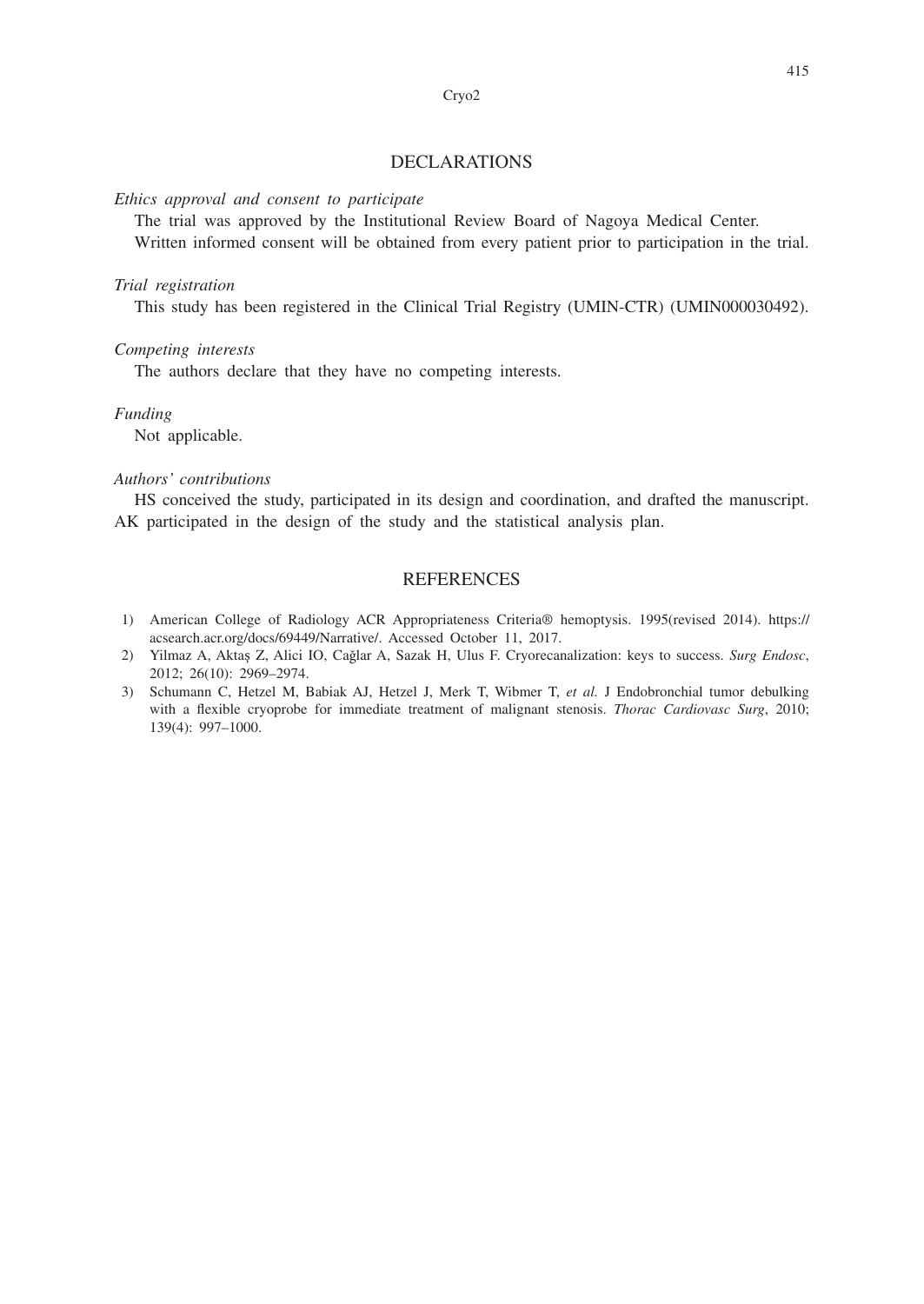## DECLARATIONS

*Ethics approval and consent to participate*

The trial was approved by the Institutional Review Board of Nagoya Medical Center.
Written informed consent will be obtained from every patient prior to participation in the trial.

*Trial registration*

This study has been registered in the Clinical Trial Registry (UMIN-CTR) (UMIN000030492).

*Competing interests*

The authors declare that they have no competing interests.

*Funding*

Not applicable.

*Authors' contributions*

HS conceived the study, participated in its design and coordination, and drafted the manuscript. AK participated in the design of the study and the statistical analysis plan.

## REFERENCES

1) American College of Radiology ACR Appropriateness Criteria® hemoptysis. 1995(revised 2014). https://acsearch.acr.org/docs/69449/Narrative/. Accessed October 11, 2017.
2) Yilmaz A, Aktaş Z, Alici IO, Cağlar A, Sazak H, Ulus F. Cryorecanalization: keys to success. *Surg Endosc*, 2012; 26(10): 2969–2974.
3) Schumann C, Hetzel M, Babiak AJ, Hetzel J, Merk T, Wibmer T, *et al.* J Endobronchial tumor debulking with a flexible cryoprobe for immediate treatment of malignant stenosis. *Thorac Cardiovasc Surg*, 2010; 139(4): 997–1000.